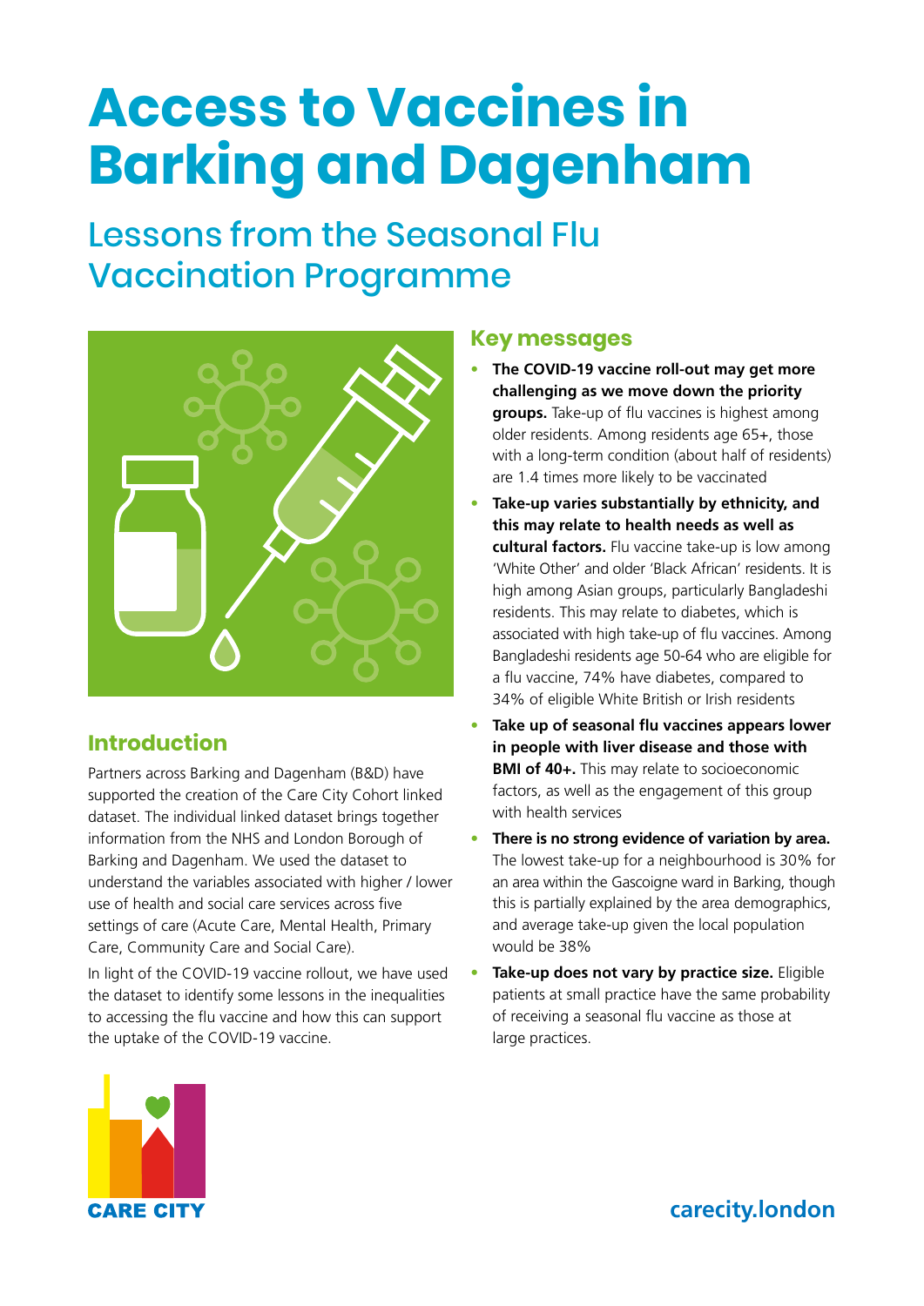# Access to Vaccines in Barking and Dagenham

## Lessons from the Seasonal Flu Vaccination Programme

## Introduction

Partners across Barking and Dagenham (B&D) have supported the creation of the Care City Cohort linked dataset. The individual linked dataset brings together information from the NHS and London Borough of Barking and Dagenham. We used the dataset to understand the variables associated with higher / lower use of health and social care services across five settings of care (Acute Care, Mental Health, Primary Care, Community Care and Social Care).

In light of the COVID-19 vaccine rollout, we have used the dataset to identify some lessons in the inequalities to accessing the flu vaccine and how this can support the uptake of the COVID-19 vaccine.

## Key messages

- **The COVID-19 vaccine roll-out may get more challenging as we move down the priority groups.** Take-up of flu vaccines is highest among older residents. Among residents age 65+, those with a long-term condition (about half of residents) are 1.4 times more likely to be vaccinated
- **Take-up varies substantially by ethnicity, and this may relate to health needs as well as cultural factors.** Flu vaccine take-up is low among 'White Other' and older 'Black African' residents. It is high among Asian groups, particularly Bangladeshi residents. This may relate to diabetes, which is associated with high take-up of flu vaccines. Among Bangladeshi residents age 50-64 who are eligible for a flu vaccine, 74% have diabetes, compared to 34% of eligible White British or Irish residents
- **Take up of seasonal flu vaccines appears lower in people with liver disease and those with BMI of 40+.** This may relate to socioeconomic factors, as well as the engagement of this group with health services
- **There is no strong evidence of variation by area.** The lowest take-up for a neighbourhood is 30% for an area within the Gascoigne ward in Barking, though this is partially explained by the area demographics, and average take-up given the local population would be 38%
- **Take-up does not vary by practice size.** Eligible patients at small practice have the same probability of receiving a seasonal flu vaccine as those at large practices.

CARE CITY

carecity.london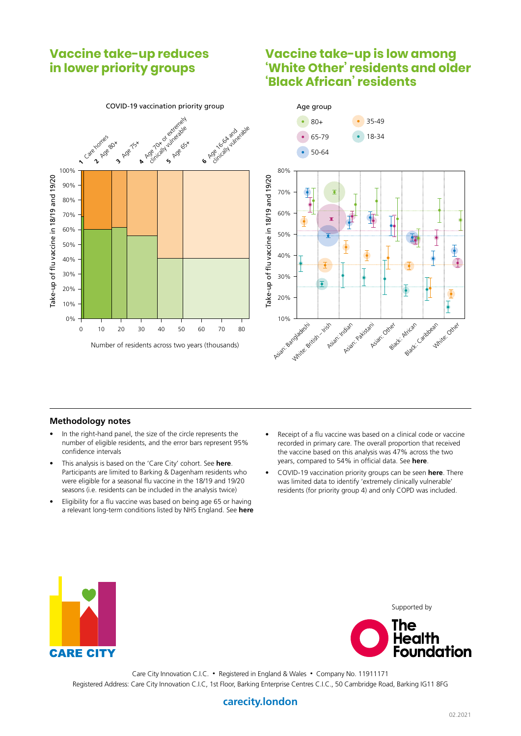## Vaccine take-up reduces in lower priority groups

COVID-19 vaccination priority group

1 Care homes
2 Age 80+
3 Age 75+
4 Age 70+ or extremely clinically vulnerable
5 Age 65+
6 Age 16-64 and clinically vulnerable

Take-up of flu vaccine in 18/19 and 19/20

100%
90%
80%
70%
60%
50%
40%
30%
20%
10%
0%

0 10 20 30 40 50 60 70 80

Number of residents across two years (thousands)

## Vaccine take-up is low among 'White Other' residents and older 'Black African' residents

Age group

80+
35-49
65-79
18-34
50-64

Take-up of flu vaccine in 18/19 and 19/20

80%
70%
60%
50%
40%
30%
20%
10%

Asian: Bangladeshi
White: British – Irish
Asian: Indian
Asian: Pakistani
Asian: Other
Black: African
Black: Caribbean
White: Other

### Methodology notes

- In the right-hand panel, the size of the circle represents the number of eligible residents, and the error bars represent 95% confidence intervals
- This analysis is based on the 'Care City' cohort. See **here**. Participants are limited to Barking & Dagenham residents who were eligible for a seasonal flu vaccine in the 18/19 and 19/20 seasons (i.e. residents can be included in the analysis twice)
- Eligibility for a flu vaccine was based on being age 65 or having a relevant long-term conditions listed by NHS England. See **here**
- Receipt of a flu vaccine was based on a clinical code or vaccine recorded in primary care. The overall proportion that received the vaccine based on this analysis was 47% across the two years, compared to 54% in official data. See **here**.
- COVID-19 vaccination priority groups can be seen **here**. There was limited data to identify 'extremely clinically vulnerable' residents (for priority group 4) and only COPD was included.

CARE CITY

Supported by

The Health Foundation

Care City Innovation C.I.C. • Registered in England & Wales • Company No. 11911171
Registered Address: Care City Innovation C.I.C, 1st Floor, Barking Enterprise Centres C.I.C., 50 Cambridge Road, Barking IG11 8FG

**carecity.london**

02.2021